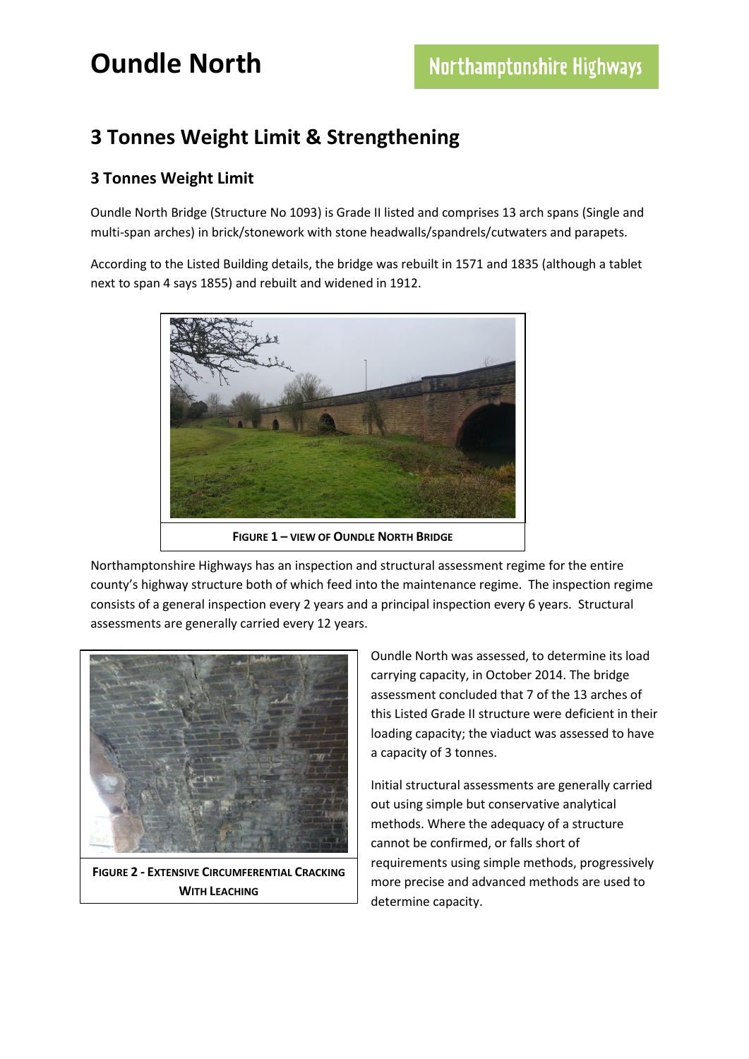# Oundle North

Northamptonshire Highways

## 3 Tonnes Weight Limit & Strengthening

### 3 Tonnes Weight Limit

Oundle North Bridge (Structure No 1093) is Grade II listed and comprises 13 arch spans (Single and multi-span arches) in brick/stonework with stone headwalls/spandrels/cutwaters and parapets.

According to the Listed Building details, the bridge was rebuilt in 1571 and 1835 (although a tablet next to span 4 says 1855) and rebuilt and widened in 1912.

**FIGURE 1 – VIEW OF OUNDLE NORTH BRIDGE**

Northamptonshire Highways has an inspection and structural assessment regime for the entire county's highway structure both of which feed into the maintenance regime. The inspection regime consists of a general inspection every 2 years and a principal inspection every 6 years. Structural assessments are generally carried every 12 years.

**FIGURE 2 - EXTENSIVE CIRCUMFERENTIAL CRACKING WITH LEACHING**

Oundle North was assessed, to determine its load carrying capacity, in October 2014. The bridge assessment concluded that 7 of the 13 arches of this Listed Grade II structure were deficient in their loading capacity; the viaduct was assessed to have a capacity of 3 tonnes.

Initial structural assessments are generally carried out using simple but conservative analytical methods. Where the adequacy of a structure cannot be confirmed, or falls short of requirements using simple methods, progressively more precise and advanced methods are used to determine capacity.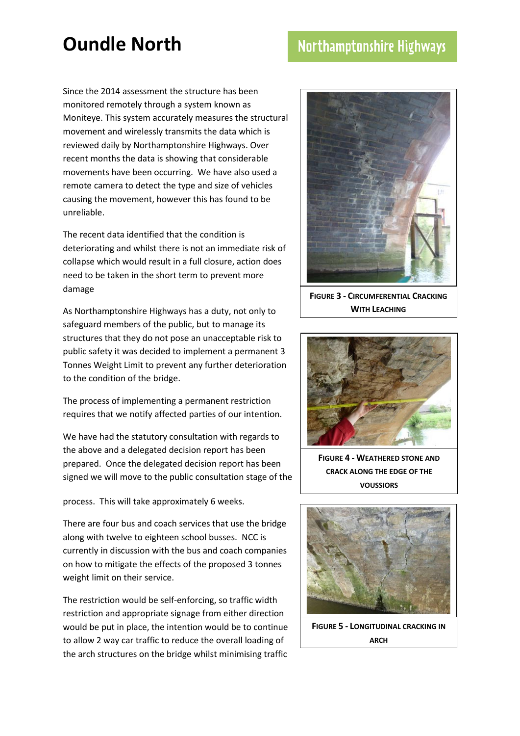# Oundle North

Since the 2014 assessment the structure has been monitored remotely through a system known as Moniteye. This system accurately measures the structural movement and wirelessly transmits the data which is reviewed daily by Northamptonshire Highways. Over recent months the data is showing that considerable movements have been occurring. We have also used a remote camera to detect the type and size of vehicles causing the movement, however this has found to be unreliable.

The recent data identified that the condition is deteriorating and whilst there is not an immediate risk of collapse which would result in a full closure, action does need to be taken in the short term to prevent more damage

As Northamptonshire Highways has a duty, not only to safeguard members of the public, but to manage its structures that they do not pose an unacceptable risk to public safety it was decided to implement a permanent 3 Tonnes Weight Limit to prevent any further deterioration to the condition of the bridge.

The process of implementing a permanent restriction requires that we notify affected parties of our intention.

We have had the statutory consultation with regards to the above and a delegated decision report has been prepared. Once the delegated decision report has been signed we will move to the public consultation stage of the process. This will take approximately 6 weeks.

There are four bus and coach services that use the bridge along with twelve to eighteen school busses. NCC is currently in discussion with the bus and coach companies on how to mitigate the effects of the proposed 3 tonnes weight limit on their service.

The restriction would be self-enforcing, so traffic width restriction and appropriate signage from either direction would be put in place, the intention would be to continue to allow 2 way car traffic to reduce the overall loading of the arch structures on the bridge whilst minimising traffic

**Figure 3 - Circumferential Cracking With Leaching**

**Figure 4 - Weathered Stone and Crack Along the Edge of the Voussoirs**

**Figure 5 - Longitudinal Cracking in Arch**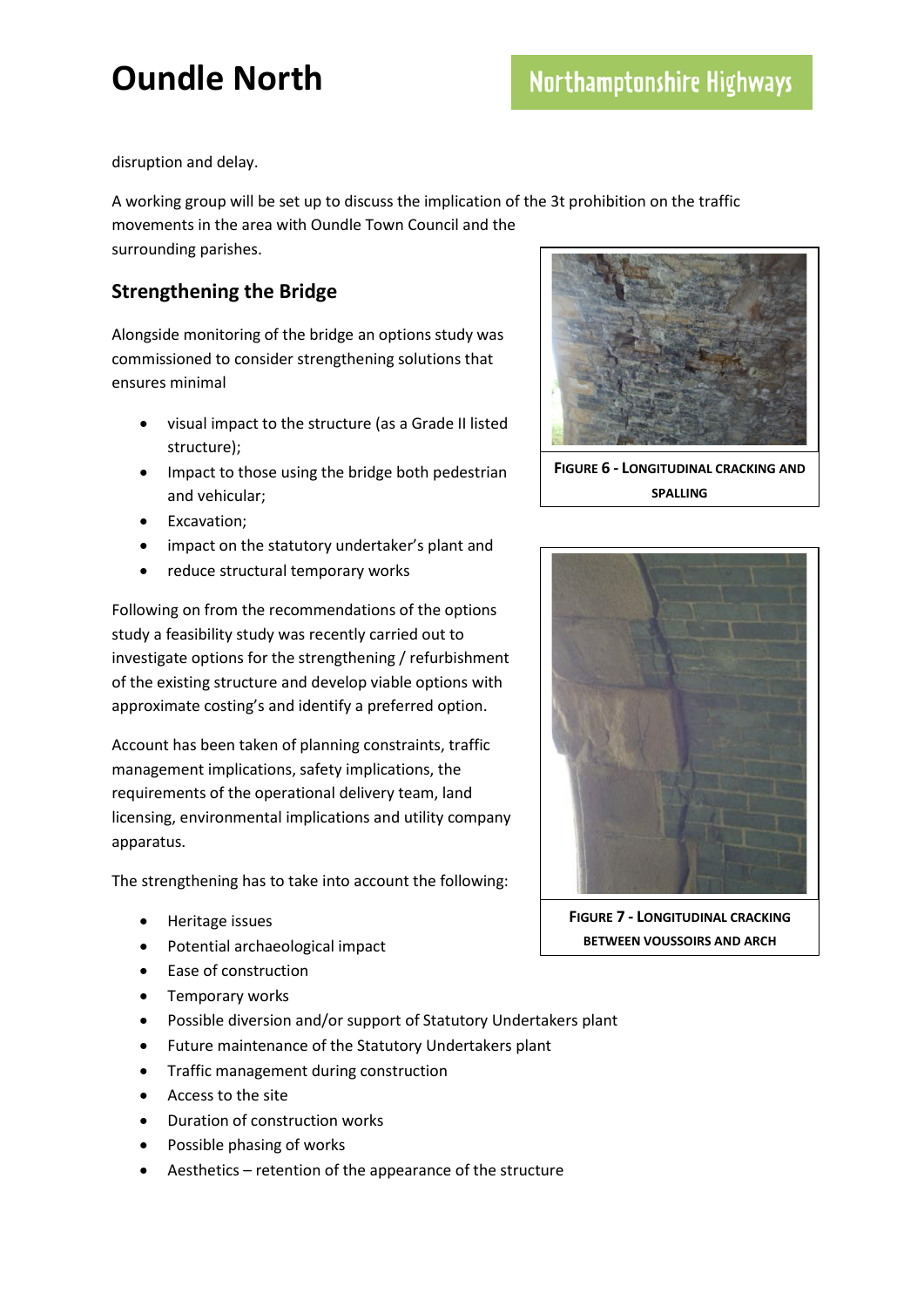disruption and delay.

A working group will be set up to discuss the implication of the 3t prohibition on the traffic movements in the area with Oundle Town Council and the surrounding parishes.

## Strengthening the Bridge

Alongside monitoring of the bridge an options study was commissioned to consider strengthening solutions that ensures minimal

- visual impact to the structure (as a Grade II listed structure);
- Impact to those using the bridge both pedestrian and vehicular;
- Excavation;
- impact on the statutory undertaker's plant and
- reduce structural temporary works

Following on from the recommendations of the options study a feasibility study was recently carried out to investigate options for the strengthening / refurbishment of the existing structure and develop viable options with approximate costing's and identify a preferred option.

Account has been taken of planning constraints, traffic management implications, safety implications, the requirements of the operational delivery team, land licensing, environmental implications and utility company apparatus.

The strengthening has to take into account the following:

- Heritage issues
- Potential archaeological impact
- Ease of construction
- Temporary works
- Possible diversion and/or support of Statutory Undertakers plant
- Future maintenance of the Statutory Undertakers plant
- Traffic management during construction
- Access to the site
- Duration of construction works
- Possible phasing of works
- Aesthetics – retention of the appearance of the structure

**FIGURE 6 - LONGITUDINAL CRACKING AND SPALLING**

**FIGURE 7 - LONGITUDINAL CRACKING BETWEEN VOUSSOIRS AND ARCH**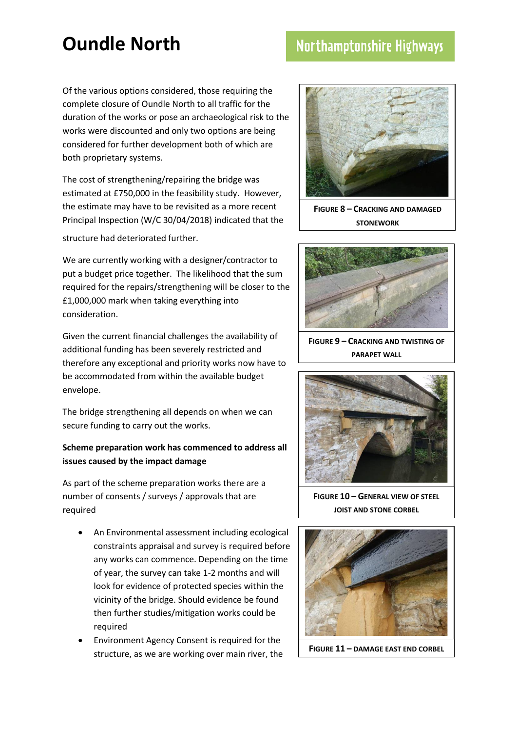# Oundle North

Of the various options considered, those requiring the complete closure of Oundle North to all traffic for the duration of the works or pose an archaeological risk to the works were discounted and only two options are being considered for further development both of which are both proprietary systems.

The cost of strengthening/repairing the bridge was estimated at £750,000 in the feasibility study. However, the estimate may have to be revisited as a more recent Principal Inspection (W/C 30/04/2018) indicated that the structure had deteriorated further.

We are currently working with a designer/contractor to put a budget price together. The likelihood that the sum required for the repairs/strengthening will be closer to the £1,000,000 mark when taking everything into consideration.

Given the current financial challenges the availability of additional funding has been severely restricted and therefore any exceptional and priority works now have to be accommodated from within the available budget envelope.

The bridge strengthening all depends on when we can secure funding to carry out the works.

**Scheme preparation work has commenced to address all issues caused by the impact damage**

As part of the scheme preparation works there are a number of consents / surveys / approvals that are required

- An Environmental assessment including ecological constraints appraisal and survey is required before any works can commence. Depending on the time of year, the survey can take 1-2 months and will look for evidence of protected species within the vicinity of the bridge. Should evidence be found then further studies/mitigation works could be required
- Environment Agency Consent is required for the structure, as we are working over main river, the

**Figure 8 – Cracking and damaged stonework**

**Figure 9 – Cracking and twisting of parapet wall**

**Figure 10 – General view of steel joist and stone corbel**

**Figure 11 – Damage east end corbel**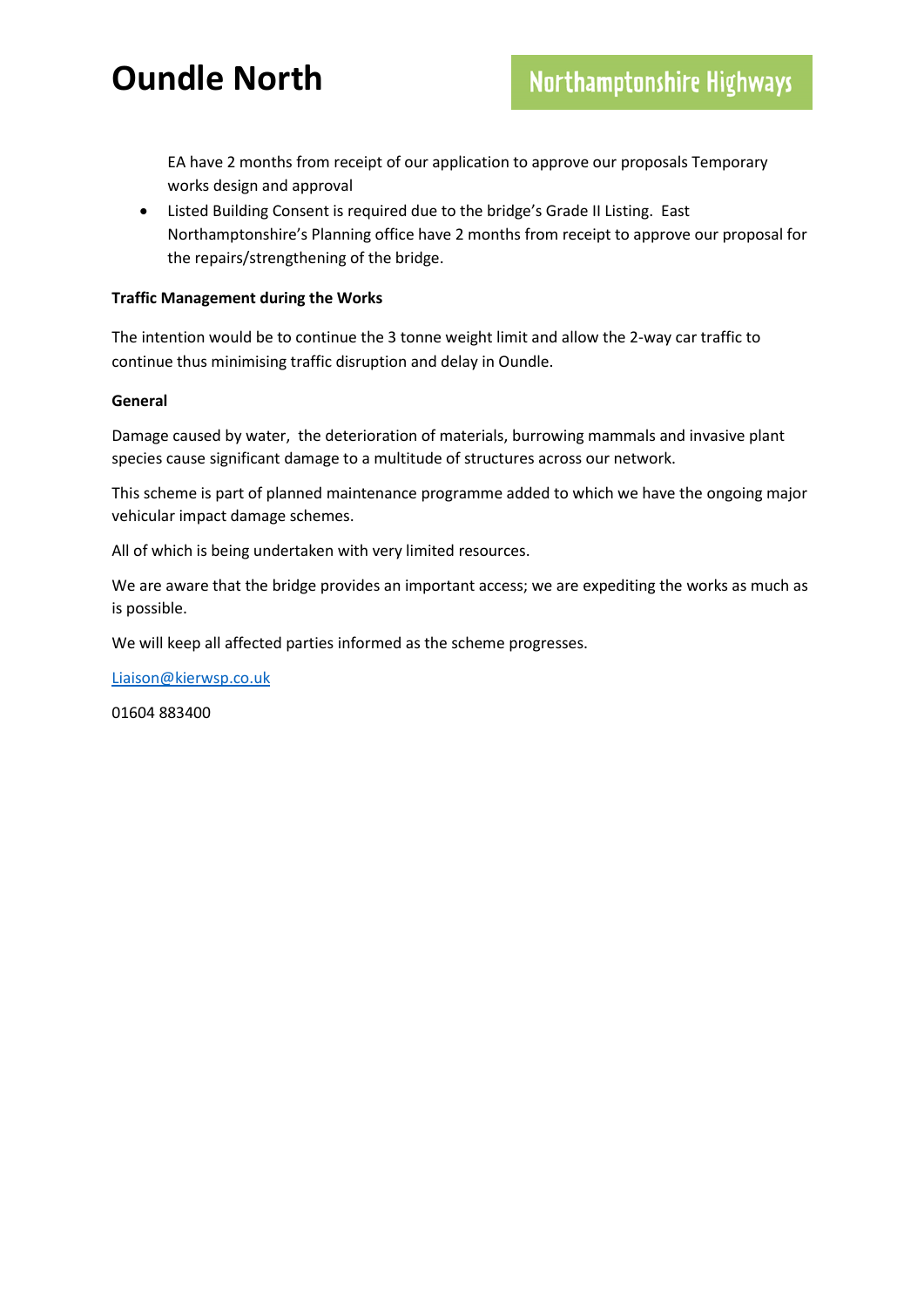EA have 2 months from receipt of our application to approve our proposals Temporary works design and approval

- Listed Building Consent is required due to the bridge's Grade II Listing. East Northamptonshire's Planning office have 2 months from receipt to approve our proposal for the repairs/strengthening of the bridge.

**Traffic Management during the Works**

The intention would be to continue the 3 tonne weight limit and allow the 2-way car traffic to continue thus minimising traffic disruption and delay in Oundle.

**General**

Damage caused by water, the deterioration of materials, burrowing mammals and invasive plant species cause significant damage to a multitude of structures across our network.

This scheme is part of planned maintenance programme added to which we have the ongoing major vehicular impact damage schemes.

All of which is being undertaken with very limited resources.

We are aware that the bridge provides an important access; we are expediting the works as much as is possible.

We will keep all affected parties informed as the scheme progresses.

Liaison@kierwsp.co.uk

01604 883400